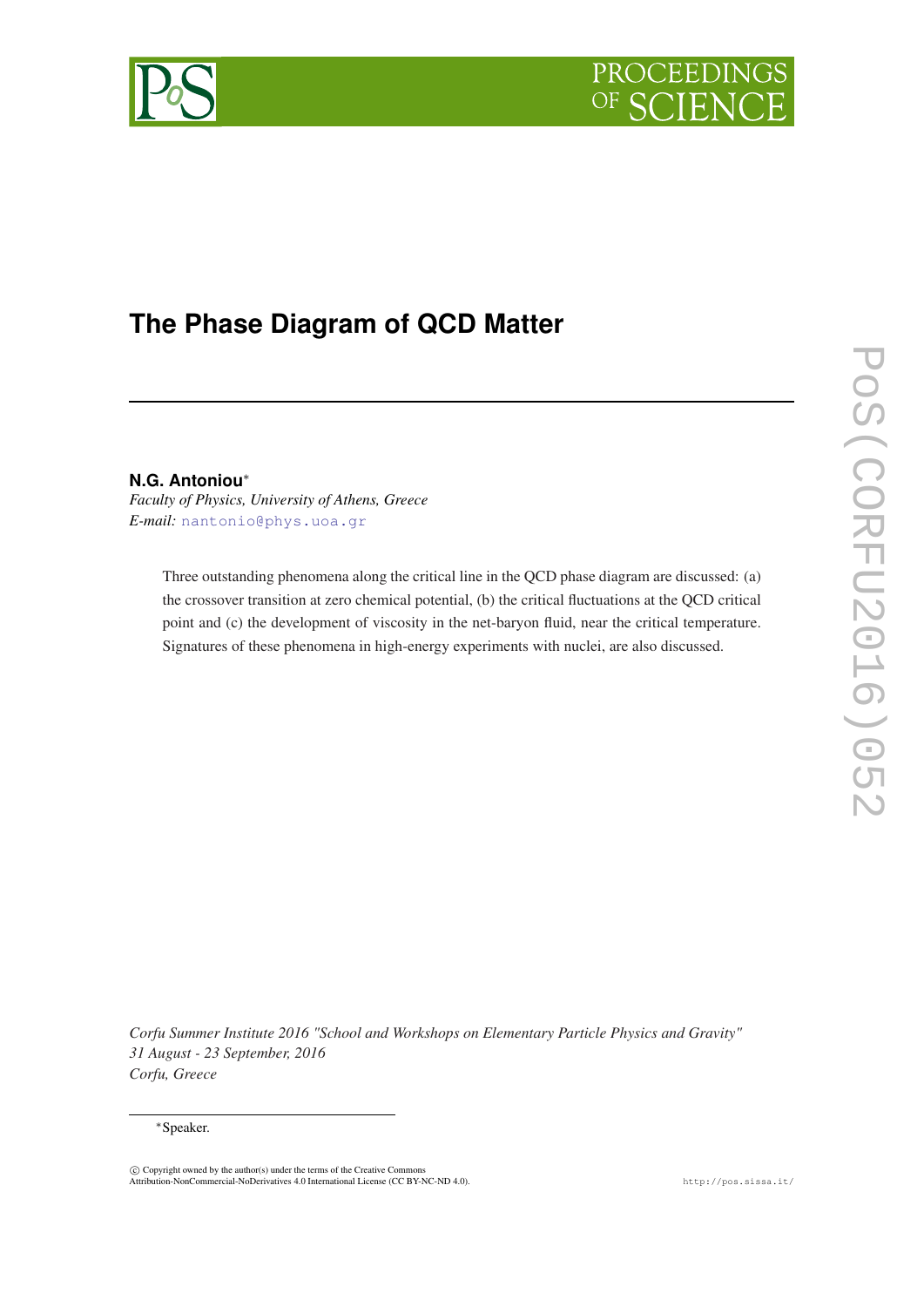# The Phase Diagram of QCD Matter

**N.G. Antoniou***

*Faculty of Physics, University of Athens, Greece*

*E-mail:* nantonio@phys.uoa.gr

Three outstanding phenomena along the critical line in the QCD phase diagram are discussed: (a) the crossover transition at zero chemical potential, (b) the critical fluctuations at the QCD critical point and (c) the development of viscosity in the net-baryon fluid, near the critical temperature. Signatures of these phenomena in high-energy experiments with nuclei, are also discussed.

*Corfu Summer Institute 2016 "School and Workshops on Elementary Particle Physics and Gravity"*
*31 August - 23 September, 2016*
*Corfu, Greece*

*Speaker.

© Copyright owned by the author(s) under the terms of the Creative Commons Attribution-NonCommercial-NoDerivatives 4.0 International License (CC BY-NC-ND 4.0).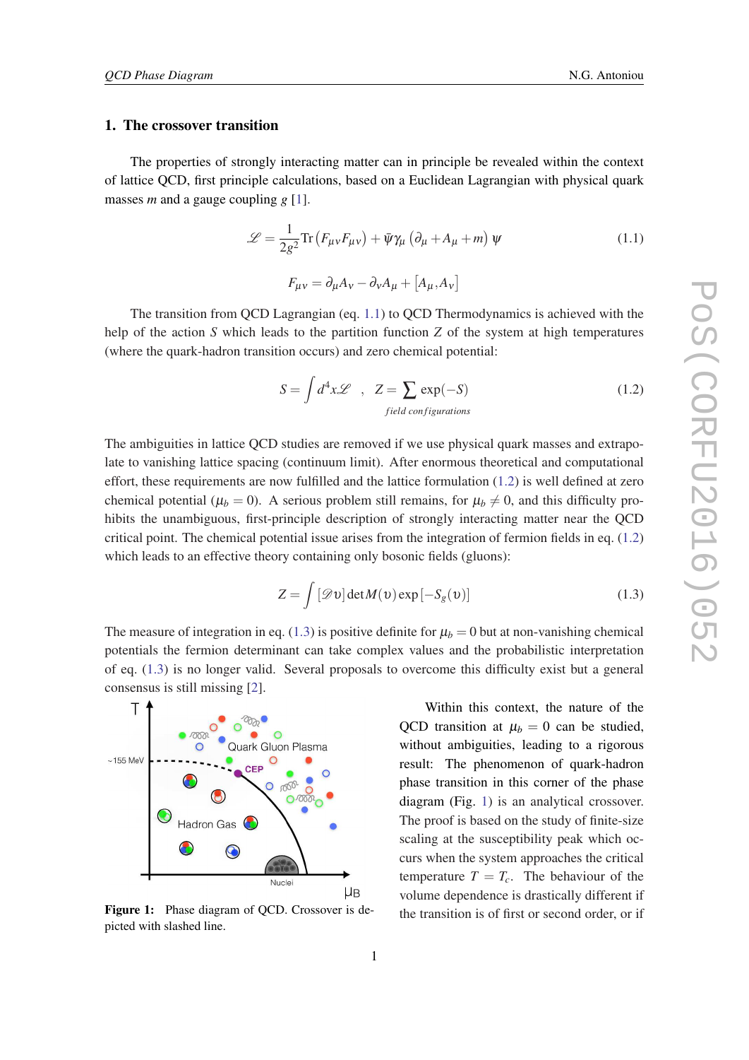## 1. The crossover transition

The properties of strongly interacting matter can in principle be revealed within the context of lattice QCD, first principle calculations, based on a Euclidean Lagrangian with physical quark masses $m$ and a gauge coupling $g$ [1].

$$\mathscr{L} = \frac{1}{2g^2}\mathrm{Tr}\left(F_{\mu\nu}F_{\mu\nu}\right) + \bar{\psi}\gamma_\mu\left(\partial_\mu + A_\mu + m\right)\psi \tag{1.1}$$

$$F_{\mu\nu} = \partial_\mu A_\nu - \partial_\nu A_\mu + \left[A_\mu, A_\nu\right]$$

The transition from QCD Lagrangian (eq. 1.1) to QCD Thermodynamics is achieved with the help of the action $S$ which leads to the partition function $Z$ of the system at high temperatures (where the quark-hadron transition occurs) and zero chemical potential:

$$S = \int d^4x \mathscr{L} \quad , \quad Z = \sum_{field\ configurations} \exp(-S) \tag{1.2}$$

The ambiguities in lattice QCD studies are removed if we use physical quark masses and extrapolate to vanishing lattice spacing (continuum limit). After enormous theoretical and computational effort, these requirements are now fulfilled and the lattice formulation (1.2) is well defined at zero chemical potential ($\mu_b = 0$). A serious problem still remains, for $\mu_b \neq 0$, and this difficulty prohibits the unambiguous, first-principle description of strongly interacting matter near the QCD critical point. The chemical potential issue arises from the integration of fermion fields in eq. (1.2) which leads to an effective theory containing only bosonic fields (gluons):

$$Z = \int [\mathscr{D}\upsilon] \det M(\upsilon) \exp\left[-S_g(\upsilon)\right] \tag{1.3}$$

The measure of integration in eq. (1.3) is positive definite for $\mu_b = 0$ but at non-vanishing chemical potentials the fermion determinant can take complex values and the probabilistic interpretation of eq. (1.3) is no longer valid. Several proposals to overcome this difficulty exist but a general consensus is still missing [2].

Figure 1: Phase diagram of QCD. Crossover is depicted with slashed line.

Within this context, the nature of the QCD transition at $\mu_b = 0$ can be studied, without ambiguities, leading to a rigorous result: The phenomenon of quark-hadron phase transition in this corner of the phase diagram (Fig. 1) is an analytical crossover. The proof is based on the study of finite-size scaling at the susceptibility peak which occurs when the system approaches the critical temperature $T = T_c$. The behaviour of the volume dependence is drastically different if the transition is of first or second order, or if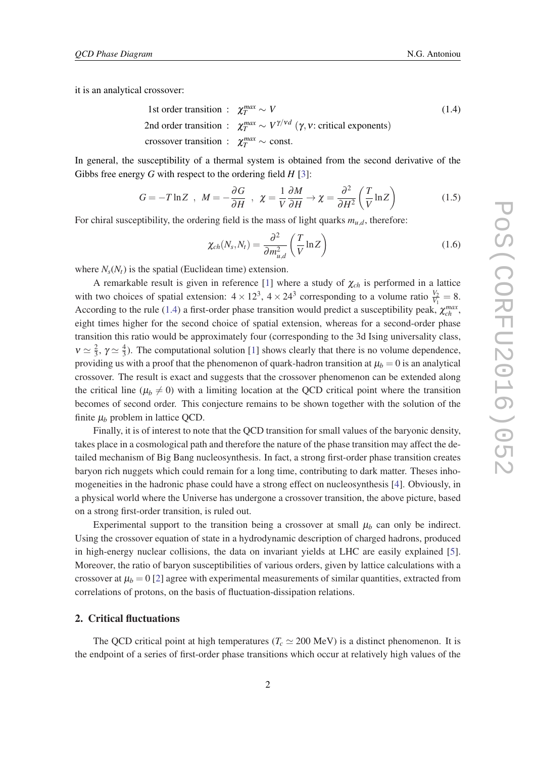it is an analytical crossover:

$$
\begin{aligned}
\text{1st order transition}: &\quad \chi_T^{max} \sim V \\
\text{2nd order transition}: &\quad \chi_T^{max} \sim V^{\gamma/\nu d} \; (\gamma, \nu\text{: critical exponents}) \\
\text{crossover transition}: &\quad \chi_T^{max} \sim \text{const.}
\end{aligned}
\tag{1.4}
$$

In general, the susceptibility of a thermal system is obtained from the second derivative of the Gibbs free energy $G$ with respect to the ordering field $H$ [3]:

$$
G = -T \ln Z \;\; , \;\; M = -\frac{\partial G}{\partial H} \;\; , \;\; \chi = \frac{1}{V}\frac{\partial M}{\partial H} \rightarrow \chi = \frac{\partial^2}{\partial H^2}\left(\frac{T}{V}\ln Z\right) \tag{1.5}
$$

For chiral susceptibility, the ordering field is the mass of light quarks $m_{u,d}$, therefore:

$$
\chi_{ch}(N_s, N_t) = \frac{\partial^2}{\partial m_{u,d}^2}\left(\frac{T}{V}\ln Z\right) \tag{1.6}
$$

where $N_s(N_t)$ is the spatial (Euclidean time) extension.

A remarkable result is given in reference [1] where a study of $\chi_{ch}$ is performed in a lattice with two choices of spatial extension: $4 \times 12^3$, $4 \times 24^3$ corresponding to a volume ratio $\frac{V_2}{V_1} = 8$. According to the rule (1.4) a first-order phase transition would predict a susceptibility peak, $\chi_{ch}^{max}$, eight times higher for the second choice of spatial extension, whereas for a second-order phase transition this ratio would be approximately four (corresponding to the 3d Ising universality class, $\nu \simeq \frac{2}{3}$, $\gamma \simeq \frac{4}{3}$). The computational solution [1] shows clearly that there is no volume dependence, providing us with a proof that the phenomenon of quark-hadron transition at $\mu_b = 0$ is an analytical crossover. The result is exact and suggests that the crossover phenomenon can be extended along the critical line ($\mu_b \neq 0$) with a limiting location at the QCD critical point where the transition becomes of second order. This conjecture remains to be shown together with the solution of the finite $\mu_b$ problem in lattice QCD.

Finally, it is of interest to note that the QCD transition for small values of the baryonic density, takes place in a cosmological path and therefore the nature of the phase transition may affect the detailed mechanism of Big Bang nucleosynthesis. In fact, a strong first-order phase transition creates baryon rich nuggets which could remain for a long time, contributing to dark matter. Theses inhomogeneities in the hadronic phase could have a strong effect on nucleosynthesis [4]. Obviously, in a physical world where the Universe has undergone a crossover transition, the above picture, based on a strong first-order transition, is ruled out.

Experimental support to the transition being a crossover at small $\mu_b$ can only be indirect. Using the crossover equation of state in a hydrodynamic description of charged hadrons, produced in high-energy nuclear collisions, the data on invariant yields at LHC are easily explained [5]. Moreover, the ratio of baryon susceptibilities of various orders, given by lattice calculations with a crossover at $\mu_b = 0$ [2] agree with experimental measurements of similar quantities, extracted from correlations of protons, on the basis of fluctuation-dissipation relations.

## 2. Critical fluctuations

The QCD critical point at high temperatures ($T_c \simeq 200$ MeV) is a distinct phenomenon. It is the endpoint of a series of first-order phase transitions which occur at relatively high values of the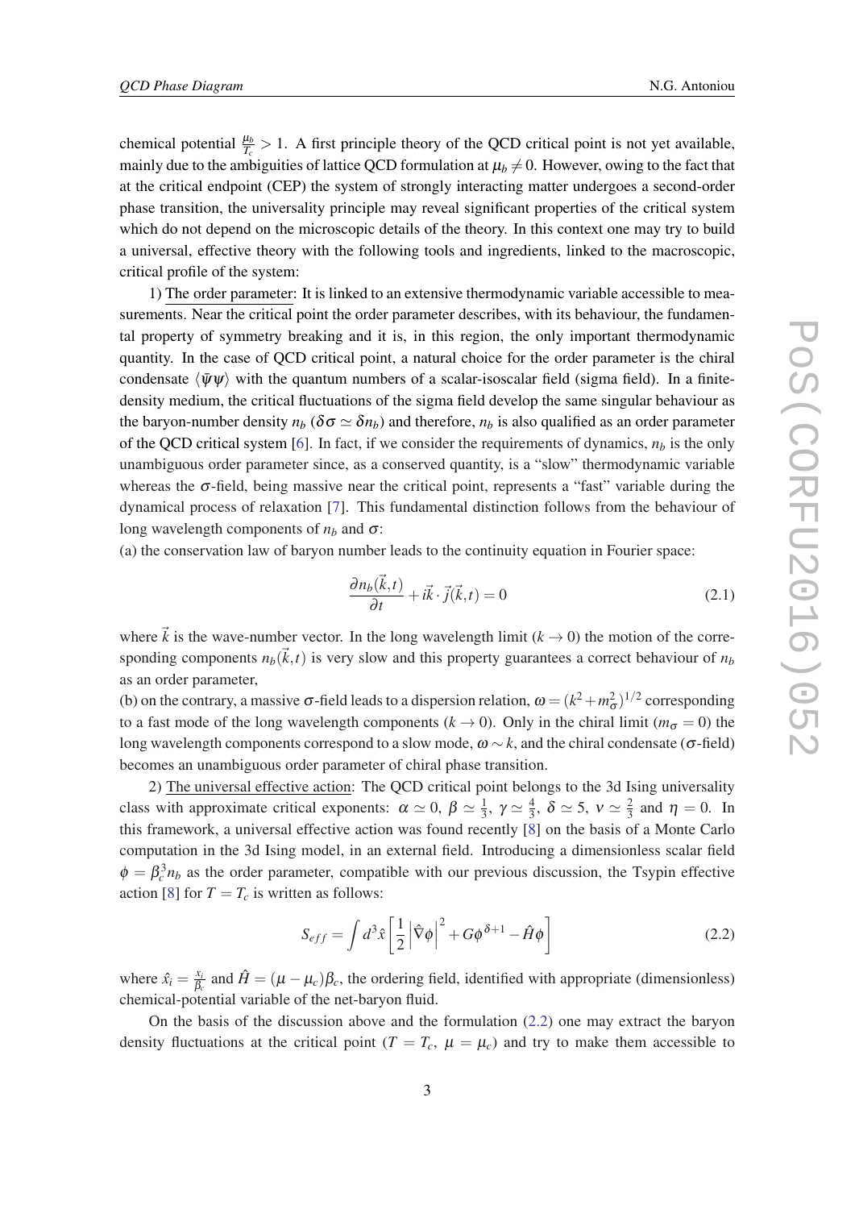chemical potential $\frac{\mu_b}{T_c} > 1$. A first principle theory of the QCD critical point is not yet available, mainly due to the ambiguities of lattice QCD formulation at $\mu_b \neq 0$. However, owing to the fact that at the critical endpoint (CEP) the system of strongly interacting matter undergoes a second-order phase transition, the universality principle may reveal significant properties of the critical system which do not depend on the microscopic details of the theory. In this context one may try to build a universal, effective theory with the following tools and ingredients, linked to the macroscopic, critical profile of the system:

1) The order parameter: It is linked to an extensive thermodynamic variable accessible to measurements. Near the critical point the order parameter describes, with its behaviour, the fundamental property of symmetry breaking and it is, in this region, the only important thermodynamic quantity. In the case of QCD critical point, a natural choice for the order parameter is the chiral condensate $\langle \bar{\psi}\psi \rangle$ with the quantum numbers of a scalar-isoscalar field (sigma field). In a finite-density medium, the critical fluctuations of the sigma field develop the same singular behaviour as the baryon-number density $n_b$ ($\delta\sigma \simeq \delta n_b$) and therefore, $n_b$ is also qualified as an order parameter of the QCD critical system [6]. In fact, if we consider the requirements of dynamics, $n_b$ is the only unambiguous order parameter since, as a conserved quantity, is a "slow" thermodynamic variable whereas the $\sigma$-field, being massive near the critical point, represents a "fast" variable during the dynamical process of relaxation [7]. This fundamental distinction follows from the behaviour of long wavelength components of $n_b$ and $\sigma$:

(a) the conservation law of baryon number leads to the continuity equation in Fourier space:

$$\frac{\partial n_b(\vec{k},t)}{\partial t} + i\vec{k}\cdot\vec{j}(\vec{k},t) = 0 \tag{2.1}$$

where $\vec{k}$ is the wave-number vector. In the long wavelength limit ($k \to 0$) the motion of the corresponding components $n_b(\vec{k},t)$ is very slow and this property guarantees a correct behaviour of $n_b$ as an order parameter,

(b) on the contrary, a massive $\sigma$-field leads to a dispersion relation, $\omega = (k^2 + m_\sigma^2)^{1/2}$ corresponding to a fast mode of the long wavelength components ($k \to 0$). Only in the chiral limit ($m_\sigma = 0$) the long wavelength components correspond to a slow mode, $\omega \sim k$, and the chiral condensate ($\sigma$-field) becomes an unambiguous order parameter of chiral phase transition.

2) The universal effective action: The QCD critical point belongs to the 3d Ising universality class with approximate critical exponents: $\alpha \simeq 0$, $\beta \simeq \frac{1}{3}$, $\gamma \simeq \frac{4}{3}$, $\delta \simeq 5$, $\nu \simeq \frac{2}{3}$ and $\eta = 0$. In this framework, a universal effective action was found recently [8] on the basis of a Monte Carlo computation in the 3d Ising model, in an external field. Introducing a dimensionless scalar field $\phi = \beta_c^3 n_b$ as the order parameter, compatible with our previous discussion, the Tsypin effective action [8] for $T = T_c$ is written as follows:

$$S_{eff} = \int d^3\hat{x}\left[\frac{1}{2}\left|\hat{\nabla}\phi\right|^2 + G\phi^{\delta+1} - \hat{H}\phi\right] \tag{2.2}$$

where $\hat{x}_i = \frac{x_i}{\beta_c}$ and $\hat{H} = (\mu - \mu_c)\beta_c$, the ordering field, identified with appropriate (dimensionless) chemical-potential variable of the net-baryon fluid.

On the basis of the discussion above and the formulation (2.2) one may extract the baryon density fluctuations at the critical point ($T = T_c$, $\mu = \mu_c$) and try to make them accessible to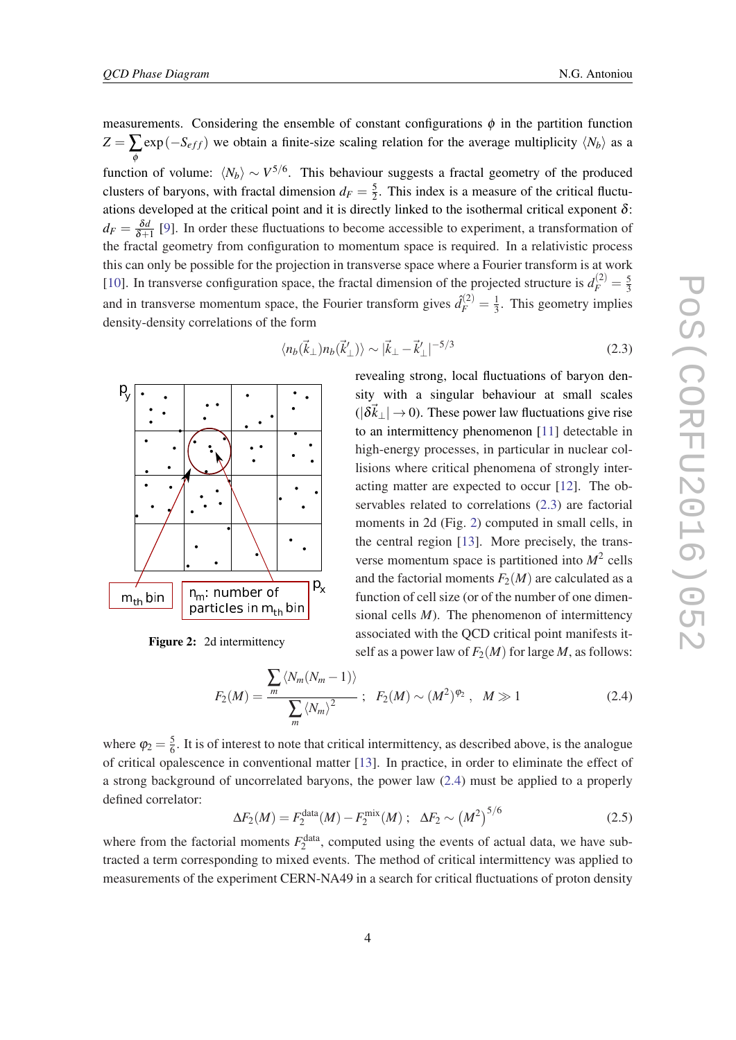measurements. Considering the ensemble of constant configurations $\phi$ in the partition function $Z = \sum_{\phi} \exp(-S_{eff})$ we obtain a finite-size scaling relation for the average multiplicity $\langle N_b \rangle$ as a function of volume: $\langle N_b \rangle \sim V^{5/6}$. This behaviour suggests a fractal geometry of the produced clusters of baryons, with fractal dimension $d_F = \frac{5}{2}$. This index is a measure of the critical fluctuations developed at the critical point and it is directly linked to the isothermal critical exponent $\delta$: $d_F = \frac{\delta d}{\delta + 1}$ [9]. In order these fluctuations to become accessible to experiment, a transformation of the fractal geometry from configuration to momentum space is required. In a relativistic process this can only be possible for the projection in transverse space where a Fourier transform is at work [10]. In transverse configuration space, the fractal dimension of the projected structure is $d_F^{(2)} = \frac{5}{3}$ and in transverse momentum space, the Fourier transform gives $\hat{d}_F^{(2)} = \frac{1}{3}$. This geometry implies density-density correlations of the form

$$\langle n_b(\vec{k}_\perp) n_b(\vec{k}'_\perp) \rangle \sim |\vec{k}_\perp - \vec{k}'_\perp|^{-5/3} \tag{2.3}$$

revealing strong, local fluctuations of baryon density with a singular behaviour at small scales ($|\delta \vec{k}_\perp| \to 0$). These power law fluctuations give rise to an intermittency phenomenon [11] detectable in high-energy processes, in particular in nuclear collisions where critical phenomena of strongly interacting matter are expected to occur [12]. The observables related to correlations (2.3) are factorial moments in 2d (Fig. 2) computed in small cells, in the central region [13]. More precisely, the transverse momentum space is partitioned into $M^2$ cells and the factorial moments $F_2(M)$ are calculated as a function of cell size (or of the number of one dimensional cells $M$). The phenomenon of intermittency associated with the QCD critical point manifests itself as a power law of $F_2(M)$ for large $M$, as follows:

p
y

p
x

m
th bin

n
m: number of particles in m
th bin

**Figure 2:** 2d intermittency

$$F_2(M) = \frac{\sum_m \langle N_m(N_m - 1) \rangle}{\sum_m \langle N_m \rangle^2} \; ; \quad F_2(M) \sim (M^2)^{\varphi_2} \; , \quad M \gg 1 \tag{2.4}$$

where $\varphi_2 = \frac{5}{6}$. It is of interest to note that critical intermittency, as described above, is the analogue of critical opalescence in conventional matter [13]. In practice, in order to eliminate the effect of a strong background of uncorrelated baryons, the power law (2.4) must be applied to a properly defined correlator:

$$\Delta F_2(M) = F_2^{\mathrm{data}}(M) - F_2^{\mathrm{mix}}(M) \; ; \quad \Delta F_2 \sim \left(M^2\right)^{5/6} \tag{2.5}$$

where from the factorial moments $F_2^{\mathrm{data}}$, computed using the events of actual data, we have subtracted a term corresponding to mixed events. The method of critical intermittency was applied to measurements of the experiment CERN-NA49 in a search for critical fluctuations of proton density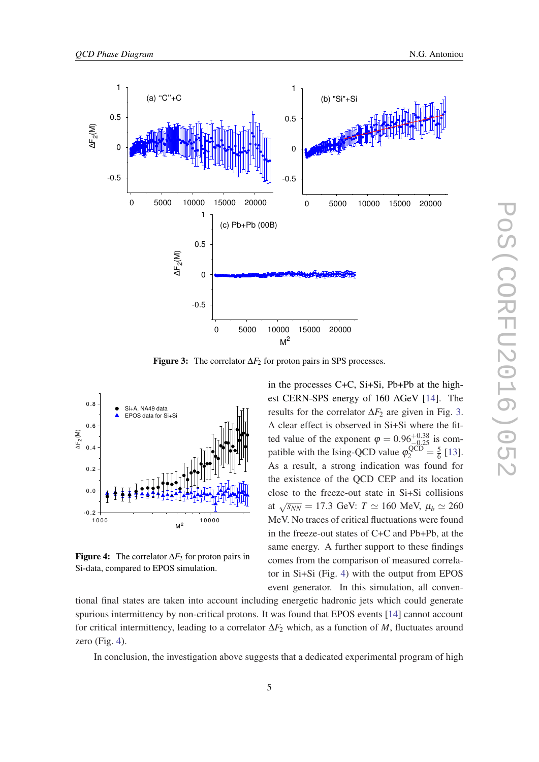(a) “C”+C

(b) "Si"+Si

(c) Pb+Pb (00B)

$\Delta F_2(M)$

1

0.5

0

-0.5

0 5000 10000 15000 20000

$M^2$

**Figure 3:** The correlator $\Delta F_2$ for proton pairs in SPS processes.

Si+A, NA49 data

EPOS data for Si+Si

$\Delta F_2(M)$

0.8

0.6

0.4

0.2

0.0

-0.2

1000 10000

$M^2$

**Figure 4:** The correlator $\Delta F_2$ for proton pairs in Si-data, compared to EPOS simulation.

in the processes C+C, Si+Si, Pb+Pb at the highest CERN-SPS energy of 160 AGeV [14]. The results for the correlator $\Delta F_2$ are given in Fig. 3. A clear effect is observed in Si+Si where the fitted value of the exponent $\varphi = 0.96^{+0.38}_{-0.25}$ is compatible with the Ising-QCD value $\varphi_2^{\rm QCD} = \frac{5}{6}$ [13]. As a result, a strong indication was found for the existence of the QCD CEP and its location close to the freeze-out state in Si+Si collisions at $\sqrt{s_{NN}} = 17.3$ GeV: $T \simeq 160$ MeV, $\mu_b \simeq 260$ MeV. No traces of critical fluctuations were found in the freeze-out states of C+C and Pb+Pb, at the same energy. A further support to these findings comes from the comparison of measured correlator in Si+Si (Fig. 4) with the output from EPOS event generator. In this simulation, all conventional final states are taken into account including energetic hadronic jets which could generate spurious intermittency by non-critical protons. It was found that EPOS events [14] cannot account for critical intermittency, leading to a correlator $\Delta F_2$ which, as a function of $M$, fluctuates around zero (Fig. 4).

In conclusion, the investigation above suggests that a dedicated experimental program of high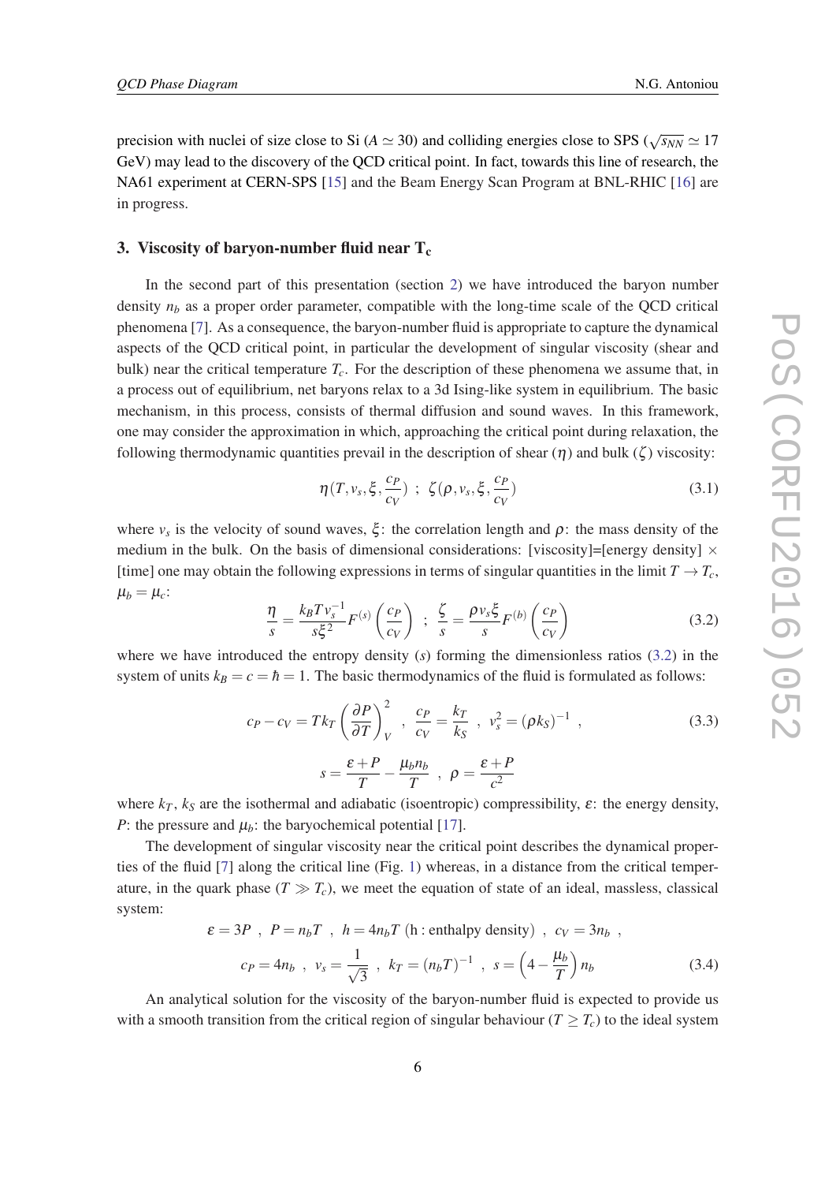precision with nuclei of size close to Si ($A \simeq 30$) and colliding energies close to SPS ($\sqrt{s_{NN}} \simeq 17$ GeV) may lead to the discovery of the QCD critical point. In fact, towards this line of research, the NA61 experiment at CERN-SPS [15] and the Beam Energy Scan Program at BNL-RHIC [16] are in progress.

## 3. Viscosity of baryon-number fluid near $\mathbf{T_c}$

In the second part of this presentation (section 2) we have introduced the baryon number density $n_b$ as a proper order parameter, compatible with the long-time scale of the QCD critical phenomena [7]. As a consequence, the baryon-number fluid is appropriate to capture the dynamical aspects of the QCD critical point, in particular the development of singular viscosity (shear and bulk) near the critical temperature $T_c$. For the description of these phenomena we assume that, in a process out of equilibrium, net baryons relax to a 3d Ising-like system in equilibrium. The basic mechanism, in this process, consists of thermal diffusion and sound waves. In this framework, one may consider the approximation in which, approaching the critical point during relaxation, the following thermodynamic quantities prevail in the description of shear ($\eta$) and bulk ($\zeta$) viscosity:

$$\eta(T, v_s, \xi, \frac{c_P}{c_V}) \ ; \ \zeta(\rho, v_s, \xi, \frac{c_P}{c_V}) \tag{3.1}$$

where $v_s$ is the velocity of sound waves, $\xi$: the correlation length and $\rho$: the mass density of the medium in the bulk. On the basis of dimensional considerations: [viscosity]=[energy density] $\times$ [time] one may obtain the following expressions in terms of singular quantities in the limit $T \to T_c$, $\mu_b = \mu_c$:

$$\frac{\eta}{s} = \frac{k_B T v_s^{-1}}{s\xi^2} F^{(s)}\left(\frac{c_P}{c_V}\right) \ ; \ \frac{\zeta}{s} = \frac{\rho v_s \xi}{s} F^{(b)}\left(\frac{c_P}{c_V}\right) \tag{3.2}$$

where we have introduced the entropy density ($s$) forming the dimensionless ratios (3.2) in the system of units $k_B = c = \hbar = 1$. The basic thermodynamics of the fluid is formulated as follows:

$$c_P - c_V = T k_T \left(\frac{\partial P}{\partial T}\right)_V^2 \ , \ \frac{c_P}{c_V} = \frac{k_T}{k_S} \ , \ v_s^2 = (\rho k_S)^{-1} \ , \tag{3.3}$$

$$s = \frac{\varepsilon + P}{T} - \frac{\mu_b n_b}{T} \ , \ \rho = \frac{\varepsilon + P}{c^2}$$

where $k_T$, $k_S$ are the isothermal and adiabatic (isoentropic) compressibility, $\varepsilon$: the energy density, $P$: the pressure and $\mu_b$: the baryochemical potential [17].

The development of singular viscosity near the critical point describes the dynamical properties of the fluid [7] along the critical line (Fig. 1) whereas, in a distance from the critical temperature, in the quark phase ($T \gg T_c$), we meet the equation of state of an ideal, massless, classical system:

$$\varepsilon = 3P \ , \ P = n_b T \ , \ h = 4 n_b T \ (\text{h : enthalpy density}) \ , \ c_V = 3 n_b \ ,$$

$$c_P = 4 n_b \ , \ v_s = \frac{1}{\sqrt{3}} \ , \ k_T = (n_b T)^{-1} \ , \ s = \left(4 - \frac{\mu_b}{T}\right) n_b \tag{3.4}$$

An analytical solution for the viscosity of the baryon-number fluid is expected to provide us with a smooth transition from the critical region of singular behaviour ($T \geq T_c$) to the ideal system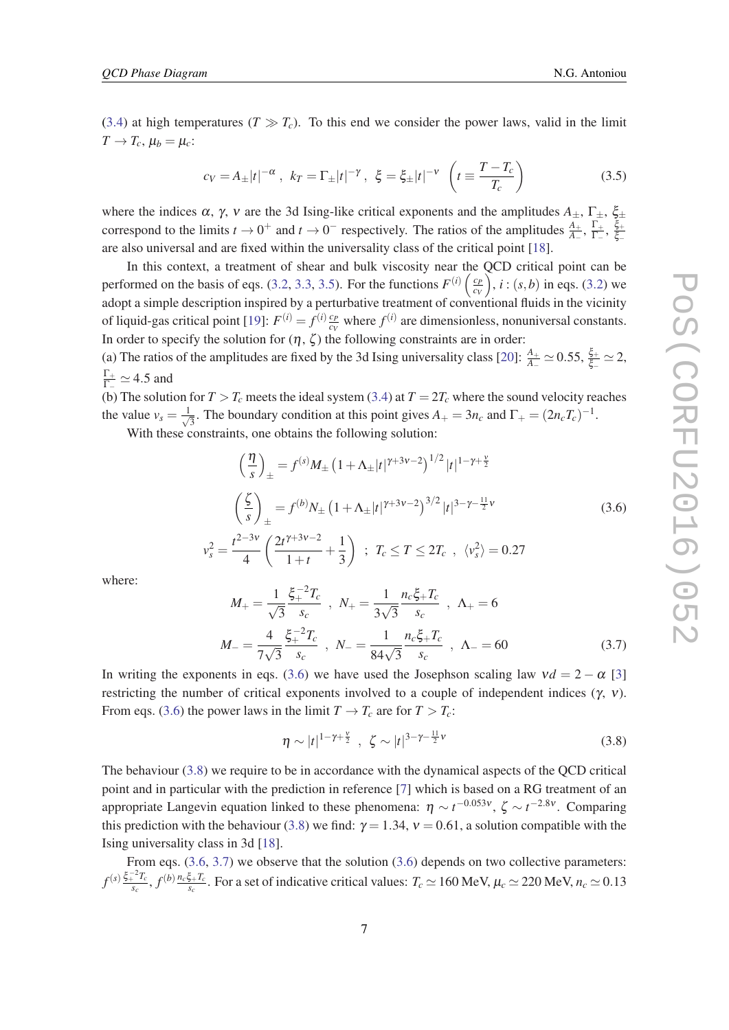(3.4) at high temperatures ($T \gg T_c$). To this end we consider the power laws, valid in the limit $T \to T_c$, $\mu_b = \mu_c$:

$$c_V = A_\pm |t|^{-\alpha}\ ,\ \ k_T = \Gamma_\pm |t|^{-\gamma}\ ,\ \ \xi = \xi_\pm |t|^{-\nu}\ \ \left(t \equiv \frac{T - T_c}{T_c}\right) \tag{3.5}$$

where the indices $\alpha$, $\gamma$, $\nu$ are the 3d Ising-like critical exponents and the amplitudes $A_\pm$, $\Gamma_\pm$, $\xi_\pm$ correspond to the limits $t \to 0^+$ and $t \to 0^-$ respectively. The ratios of the amplitudes $\frac{A_+}{A_-}$, $\frac{\Gamma_+}{\Gamma_-}$, $\frac{\xi_+}{\xi_-}$ are also universal and are fixed within the universality class of the critical point [18].

In this context, a treatment of shear and bulk viscosity near the QCD critical point can be performed on the basis of eqs. (3.2, 3.3, 3.5). For the functions $F^{(i)}\left(\frac{c_P}{c_V}\right)$, $i : (s,b)$ in eqs. (3.2) we adopt a simple description inspired by a perturbative treatment of conventional fluids in the vicinity of liquid-gas critical point [19]: $F^{(i)} = f^{(i)} \frac{c_P}{c_V}$ where $f^{(i)}$ are dimensionless, nonuniversal constants. In order to specify the solution for $(\eta, \zeta)$ the following constraints are in order:
(a) The ratios of the amplitudes are fixed by the 3d Ising universality class [20]: $\frac{A_+}{A_-} \simeq 0.55$, $\frac{\xi_+}{\xi_-} \simeq 2$, $\frac{\Gamma_+}{\Gamma_-} \simeq 4.5$ and
(b) The solution for $T > T_c$ meets the ideal system (3.4) at $T = 2T_c$ where the sound velocity reaches the value $v_s = \frac{1}{\sqrt{3}}$. The boundary condition at this point gives $A_+ = 3n_c$ and $\Gamma_+ = (2n_c T_c)^{-1}$.

With these constraints, one obtains the following solution:

$$\begin{aligned}
\left(\frac{\eta}{s}\right)_\pm &= f^{(s)} M_\pm \left(1 + \Lambda_\pm |t|^{\gamma+3\nu-2}\right)^{1/2} |t|^{1-\gamma+\frac{\nu}{2}} \\
\left(\frac{\zeta}{s}\right)_\pm &= f^{(b)} N_\pm \left(1 + \Lambda_\pm |t|^{\gamma+3\nu-2}\right)^{3/2} |t|^{3-\gamma-\frac{11}{2}\nu} \\
v_s^2 &= \frac{t^{2-3\nu}}{4}\left(\frac{2t^{\gamma+3\nu-2}}{1+t} + \frac{1}{3}\right)\ ;\ T_c \le T \le 2T_c\ ,\ \langle v_s^2 \rangle = 0.27
\end{aligned} \tag{3.6}$$

where:

$$\begin{aligned}
M_+ &= \frac{1}{\sqrt{3}} \frac{\xi_+^{-2} T_c}{s_c}\ ,\ N_+ = \frac{1}{3\sqrt{3}} \frac{n_c \xi_+ T_c}{s_c}\ ,\ \Lambda_+ = 6 \\
M_- &= \frac{4}{7\sqrt{3}} \frac{\xi_+^{-2} T_c}{s_c}\ ,\ N_- = \frac{1}{84\sqrt{3}} \frac{n_c \xi_+ T_c}{s_c}\ ,\ \Lambda_- = 60
\end{aligned} \tag{3.7}$$

In writing the exponents in eqs. (3.6) we have used the Josephson scaling law $\nu d = 2 - \alpha$ [3] restricting the number of critical exponents involved to a couple of independent indices ($\gamma$, $\nu$). From eqs. (3.6) the power laws in the limit $T \to T_c$ are for $T > T_c$:

$$\eta \sim |t|^{1-\gamma+\frac{\nu}{2}}\ ,\ \zeta \sim |t|^{3-\gamma-\frac{11}{2}\nu} \tag{3.8}$$

The behaviour (3.8) we require to be in accordance with the dynamical aspects of the QCD critical point and in particular with the prediction in reference [7] which is based on a RG treatment of an appropriate Langevin equation linked to these phenomena: $\eta \sim t^{-0.053\nu}$, $\zeta \sim t^{-2.8\nu}$. Comparing this prediction with the behaviour (3.8) we find: $\gamma = 1.34$, $\nu = 0.61$, a solution compatible with the Ising universality class in 3d [18].

From eqs. (3.6, 3.7) we observe that the solution (3.6) depends on two collective parameters: $f^{(s)} \frac{\xi_+^{-2} T_c}{s_c}$, $f^{(b)} \frac{n_c \xi_+ T_c}{s_c}$. For a set of indicative critical values: $T_c \simeq 160$ MeV, $\mu_c \simeq 220$ MeV, $n_c \simeq 0.13$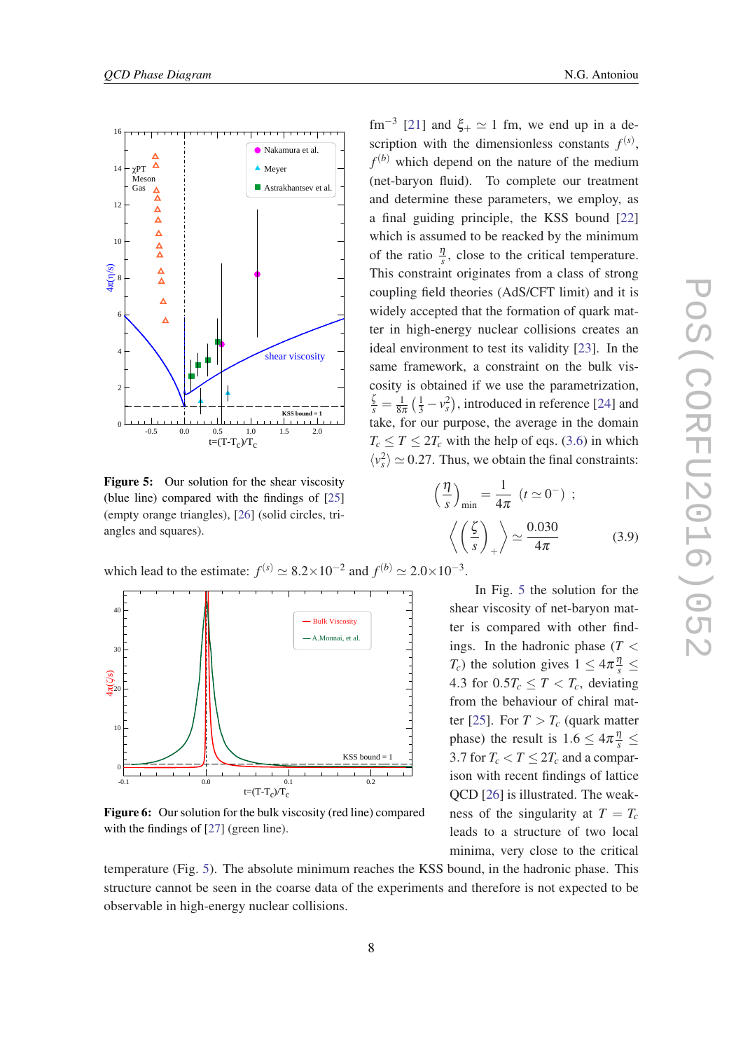16

14

12

10

8

6

4

2

0

-0.5

0.0

0.5

1.0

1.5

2.0

$4\pi(\eta/s)$

t=(T-T$_c$)/T$_c$

χPT Meson Gas

Nakamura et al.

Meyer

Astrakhantsev et al.

shear viscosity

KSS bound = 1

**Figure 5:** Our solution for the shear viscosity (blue line) compared with the findings of [25] (empty orange triangles), [26] (solid circles, triangles and squares).

fm$^{-3}$ [21] and $\xi_+ \simeq 1$ fm, we end up in a description with the dimensionless constants $f^{(s)}$, $f^{(b)}$ which depend on the nature of the medium (net-baryon fluid). To complete our treatment and determine these parameters, we employ, as a final guiding principle, the KSS bound [22] which is assumed to be reacked by the minimum of the ratio $\frac{\eta}{s}$, close to the critical temperature. This constraint originates from a class of strong coupling field theories (AdS/CFT limit) and it is widely accepted that the formation of quark matter in high-energy nuclear collisions creates an ideal environment to test its validity [23]. In the same framework, a constraint on the bulk viscosity is obtained if we use the parametrization, $\frac{\zeta}{s} = \frac{1}{8\pi}\left(\frac{1}{3} - v_s^2\right)$, introduced in reference [24] and take, for our purpose, the average in the domain $T_c \leq T \leq 2T_c$ with the help of eqs. (3.6) in which $\langle v_s^2 \rangle \simeq 0.27$. Thus, we obtain the final constraints:

$$\left(\frac{\eta}{s}\right)_{\min} = \frac{1}{4\pi} \quad (t \simeq 0^-) \ ; \qquad \left\langle \left(\frac{\zeta}{s}\right)_+ \right\rangle \simeq \frac{0.030}{4\pi} \tag{3.9}$$

which lead to the estimate: $f^{(s)} \simeq 8.2\times10^{-2}$ and $f^{(b)} \simeq 2.0\times10^{-3}$.

40

30

20

10

0

-0.1

0.0

0.1

0.2

$4\pi(\zeta/s)$

t=(T-T$_c$)/T$_c$

Bulk Viscosity

A.Monnai, et al.

KSS bound = 1

**Figure 6:** Our solution for the bulk viscosity (red line) compared with the findings of [27] (green line).

In Fig. 5 the solution for the shear viscosity of net-baryon matter is compared with other findings. In the hadronic phase ($T < T_c$) the solution gives $1 \leq 4\pi\frac{\eta}{s} \leq 4.3$ for $0.5T_c \leq T < T_c$, deviating from the behaviour of chiral matter [25]. For $T > T_c$ (quark matter phase) the result is $1.6 \leq 4\pi\frac{\eta}{s} \leq 3.7$ for $T_c < T \leq 2T_c$ and a comparison with recent findings of lattice QCD [26] is illustrated. The weakness of the singularity at $T = T_c$ leads to a structure of two local minima, very close to the critical temperature (Fig. 5). The absolute minimum reaches the KSS bound, in the hadronic phase. This structure cannot be seen in the coarse data of the experiments and therefore is not expected to be observable in high-energy nuclear collisions.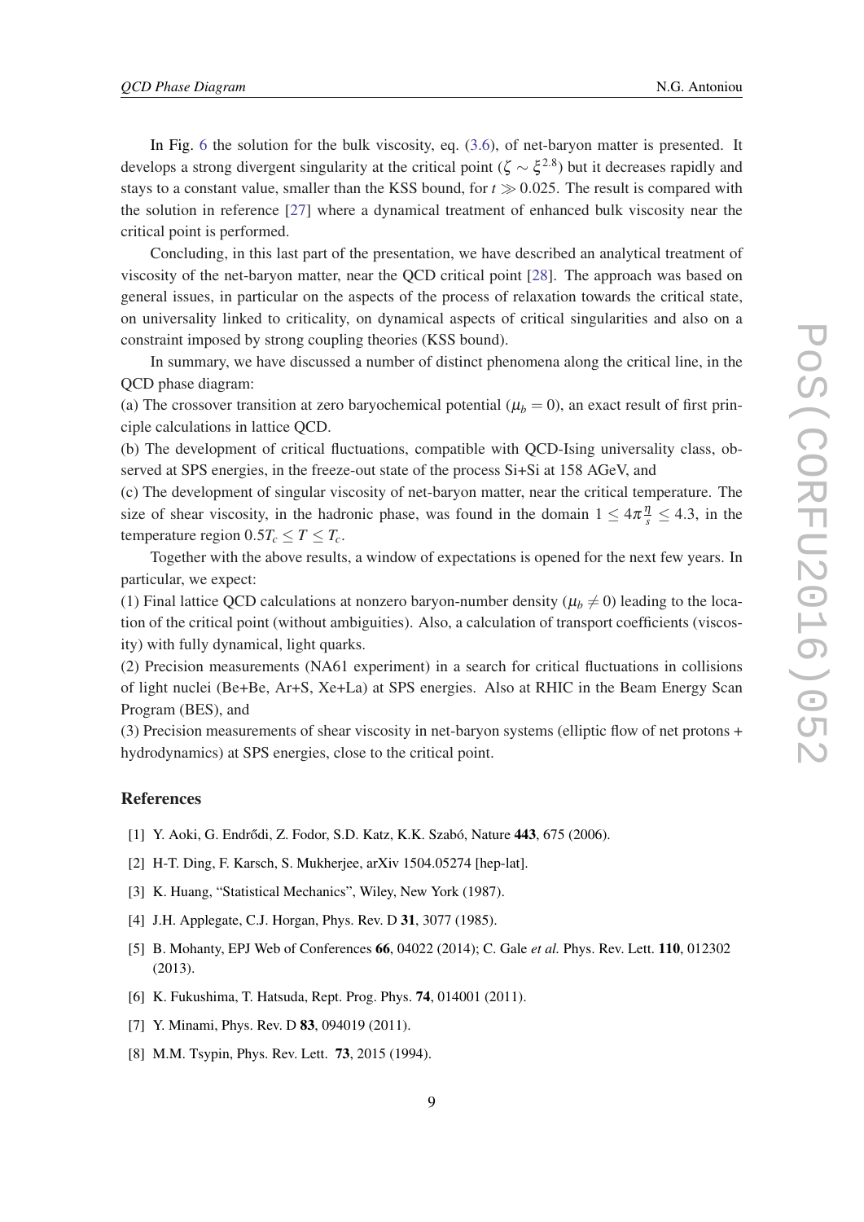In Fig. 6 the solution for the bulk viscosity, eq. (3.6), of net-baryon matter is presented. It develops a strong divergent singularity at the critical point ($\zeta \sim \xi^{2.8}$) but it decreases rapidly and stays to a constant value, smaller than the KSS bound, for $t \gg 0.025$. The result is compared with the solution in reference [27] where a dynamical treatment of enhanced bulk viscosity near the critical point is performed.

Concluding, in this last part of the presentation, we have described an analytical treatment of viscosity of the net-baryon matter, near the QCD critical point [28]. The approach was based on general issues, in particular on the aspects of the process of relaxation towards the critical state, on universality linked to criticality, on dynamical aspects of critical singularities and also on a constraint imposed by strong coupling theories (KSS bound).

In summary, we have discussed a number of distinct phenomena along the critical line, in the QCD phase diagram:

(a) The crossover transition at zero baryochemical potential ($\mu_b = 0$), an exact result of first principle calculations in lattice QCD.

(b) The development of critical fluctuations, compatible with QCD-Ising universality class, observed at SPS energies, in the freeze-out state of the process Si+Si at 158 AGeV, and

(c) The development of singular viscosity of net-baryon matter, near the critical temperature. The size of shear viscosity, in the hadronic phase, was found in the domain $1 \leq 4\pi\frac{\eta}{s} \leq 4.3$, in the temperature region $0.5T_c \leq T \leq T_c$.

Together with the above results, a window of expectations is opened for the next few years. In particular, we expect:

(1) Final lattice QCD calculations at nonzero baryon-number density ($\mu_b \neq 0$) leading to the location of the critical point (without ambiguities). Also, a calculation of transport coefficients (viscosity) with fully dynamical, light quarks.

(2) Precision measurements (NA61 experiment) in a search for critical fluctuations in collisions of light nuclei (Be+Be, Ar+S, Xe+La) at SPS energies. Also at RHIC in the Beam Energy Scan Program (BES), and

(3) Precision measurements of shear viscosity in net-baryon systems (elliptic flow of net protons + hydrodynamics) at SPS energies, close to the critical point.

## References

[1] Y. Aoki, G. Endrődi, Z. Fodor, S.D. Katz, K.K. Szabó, Nature **443**, 675 (2006).

[2] H-T. Ding, F. Karsch, S. Mukherjee, arXiv 1504.05274 [hep-lat].

[3] K. Huang, “Statistical Mechanics”, Wiley, New York (1987).

[4] J.H. Applegate, C.J. Horgan, Phys. Rev. D **31**, 3077 (1985).

[5] B. Mohanty, EPJ Web of Conferences **66**, 04022 (2014); C. Gale *et al.* Phys. Rev. Lett. **110**, 012302 (2013).

[6] K. Fukushima, T. Hatsuda, Rept. Prog. Phys. **74**, 014001 (2011).

[7] Y. Minami, Phys. Rev. D **83**, 094019 (2011).

[8] M.M. Tsypin, Phys. Rev. Lett. **73**, 2015 (1994).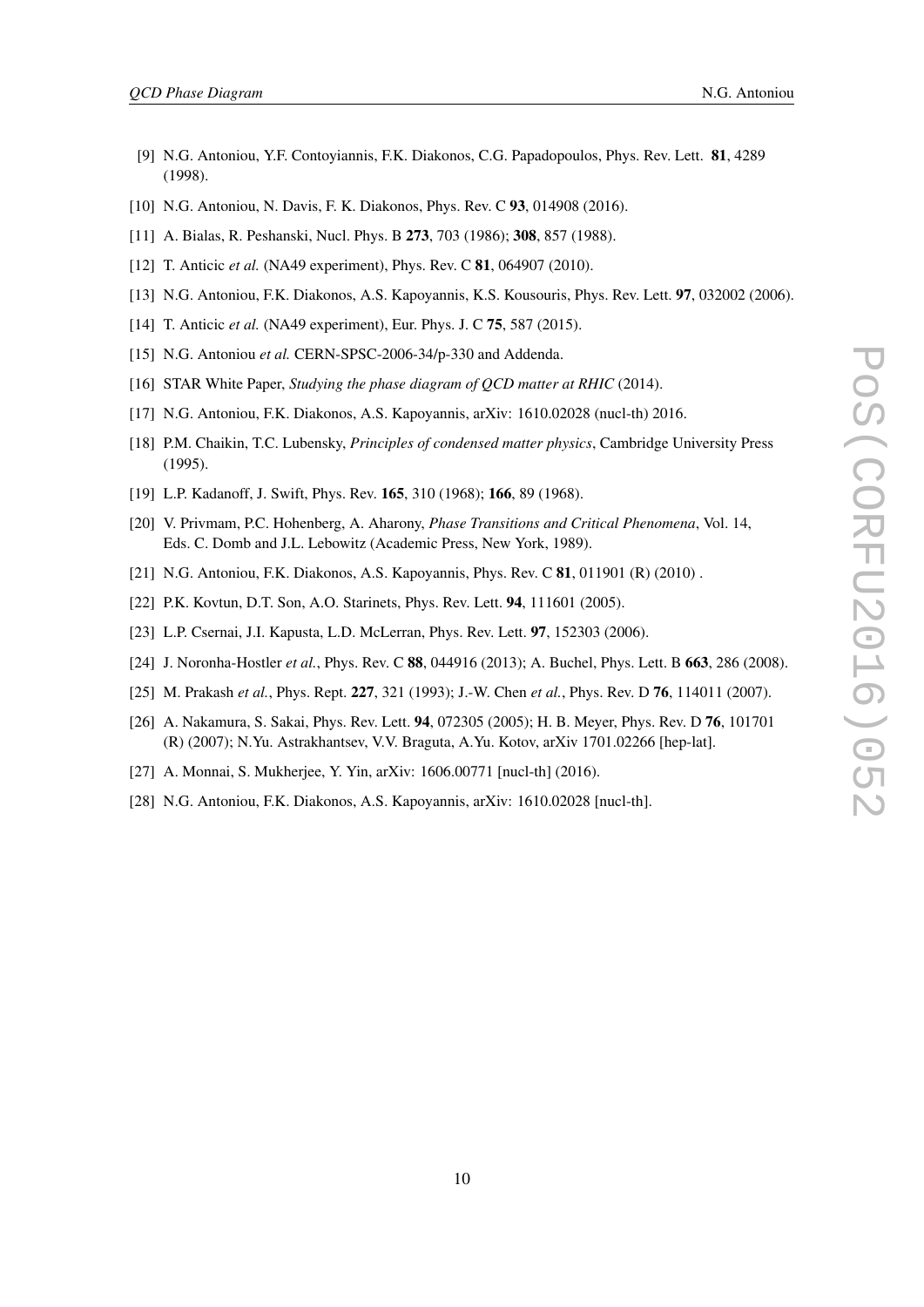[9] N.G. Antoniou, Y.F. Contoyiannis, F.K. Diakonos, C.G. Papadopoulos, Phys. Rev. Lett. **81**, 4289 (1998).

[10] N.G. Antoniou, N. Davis, F. K. Diakonos, Phys. Rev. C **93**, 014908 (2016).

[11] A. Bialas, R. Peshanski, Nucl. Phys. B **273**, 703 (1986); **308**, 857 (1988).

[12] T. Anticic *et al.* (NA49 experiment), Phys. Rev. C **81**, 064907 (2010).

[13] N.G. Antoniou, F.K. Diakonos, A.S. Kapoyannis, K.S. Kousouris, Phys. Rev. Lett. **97**, 032002 (2006).

[14] T. Anticic *et al.* (NA49 experiment), Eur. Phys. J. C **75**, 587 (2015).

[15] N.G. Antoniou *et al.* CERN-SPSC-2006-34/p-330 and Addenda.

[16] STAR White Paper, *Studying the phase diagram of QCD matter at RHIC* (2014).

[17] N.G. Antoniou, F.K. Diakonos, A.S. Kapoyannis, arXiv: 1610.02028 (nucl-th) 2016.

[18] P.M. Chaikin, T.C. Lubensky, *Principles of condensed matter physics*, Cambridge University Press (1995).

[19] L.P. Kadanoff, J. Swift, Phys. Rev. **165**, 310 (1968); **166**, 89 (1968).

[20] V. Privmam, P.C. Hohenberg, A. Aharony, *Phase Transitions and Critical Phenomena*, Vol. 14, Eds. C. Domb and J.L. Lebowitz (Academic Press, New York, 1989).

[21] N.G. Antoniou, F.K. Diakonos, A.S. Kapoyannis, Phys. Rev. C **81**, 011901 (R) (2010) .

[22] P.K. Kovtun, D.T. Son, A.O. Starinets, Phys. Rev. Lett. **94**, 111601 (2005).

[23] L.P. Csernai, J.I. Kapusta, L.D. McLerran, Phys. Rev. Lett. **97**, 152303 (2006).

[24] J. Noronha-Hostler *et al.*, Phys. Rev. C **88**, 044916 (2013); A. Buchel, Phys. Lett. B **663**, 286 (2008).

[25] M. Prakash *et al.*, Phys. Rept. **227**, 321 (1993); J.-W. Chen *et al.*, Phys. Rev. D **76**, 114011 (2007).

[26] A. Nakamura, S. Sakai, Phys. Rev. Lett. **94**, 072305 (2005); H. B. Meyer, Phys. Rev. D **76**, 101701 (R) (2007); N.Yu. Astrakhantsev, V.V. Braguta, A.Yu. Kotov, arXiv 1701.02266 [hep-lat].

[27] A. Monnai, S. Mukherjee, Y. Yin, arXiv: 1606.00771 [nucl-th] (2016).

[28] N.G. Antoniou, F.K. Diakonos, A.S. Kapoyannis, arXiv: 1610.02028 [nucl-th].